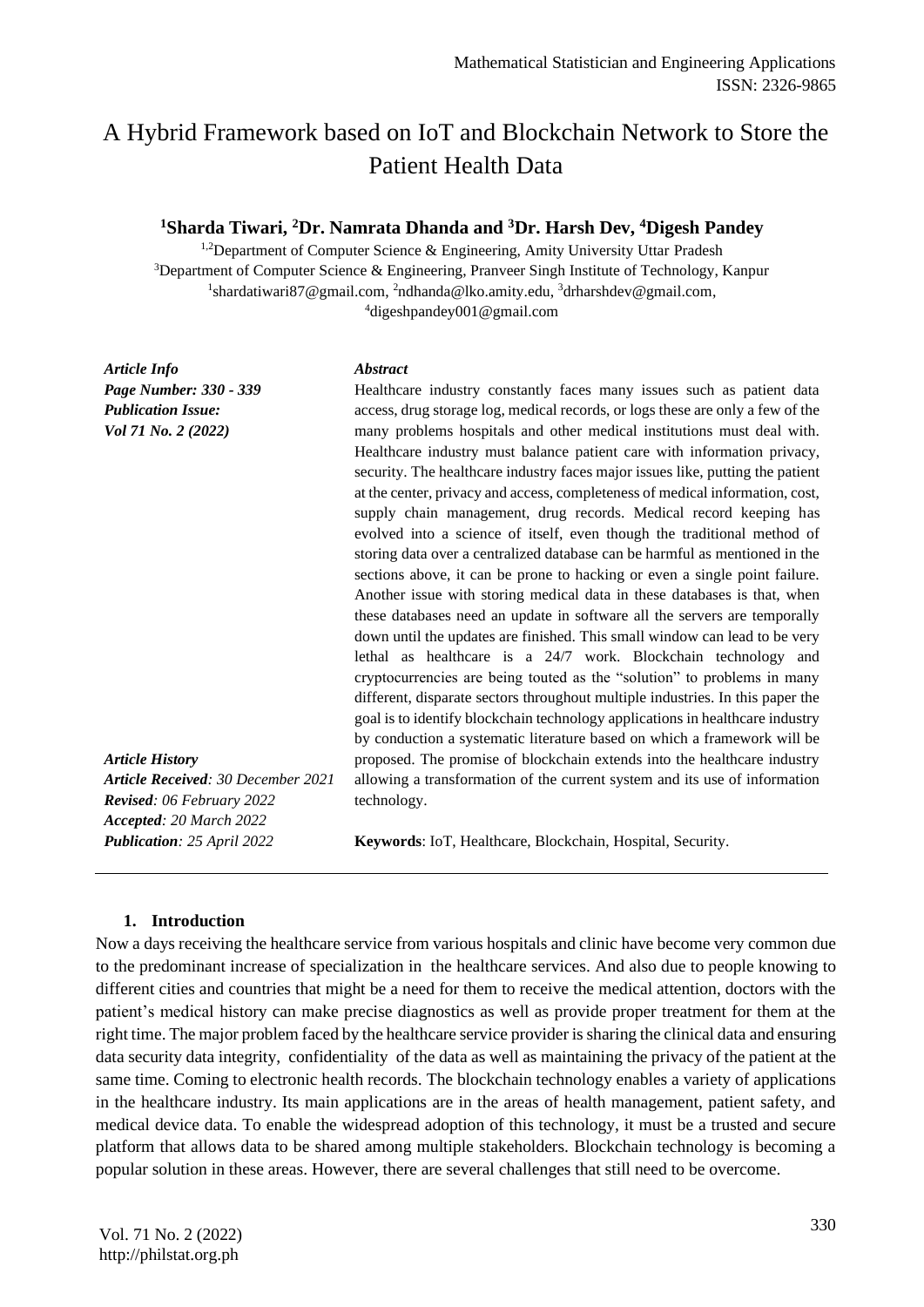# A Hybrid Framework based on IoT and Blockchain Network to Store the Patient Health Data

**[1]Sharda Tiwari, [2]Dr. Namrata Dhanda and [3]Dr. Harsh Dev, [4]Digesh Pandey**

[1,2]Department of Computer Science & Engineering, Amity University Uttar Pradesh
[3]Department of Computer Science & Engineering, Pranveer Singh Institute of Technology, Kanpur
[1]shardatiwari87@gmail.com, [2]ndhanda@lko.amity.edu, [3]drharshdev@gmail.com,
[4]digeshpandey001@gmail.com

***Article Info***
***Page Number: 330 - 339***
***Publication Issue:***
***Vol 71 No. 2 (2022)***

***Article History***
***Article Received**: 30 December 2021*
***Revised**: 06 February 2022*
***Accepted**: 20 March 2022*
***Publication**: 25 April 2022*

***Abstract***

Healthcare industry constantly faces many issues such as patient data access, drug storage log, medical records, or logs these are only a few of the many problems hospitals and other medical institutions must deal with. Healthcare industry must balance patient care with information privacy, security. The healthcare industry faces major issues like, putting the patient at the center, privacy and access, completeness of medical information, cost, supply chain management, drug records. Medical record keeping has evolved into a science of itself, even though the traditional method of storing data over a centralized database can be harmful as mentioned in the sections above, it can be prone to hacking or even a single point failure. Another issue with storing medical data in these databases is that, when these databases need an update in software all the servers are temporally down until the updates are finished. This small window can lead to be very lethal as healthcare is a 24/7 work. Blockchain technology and cryptocurrencies are being touted as the "solution" to problems in many different, disparate sectors throughout multiple industries. In this paper the goal is to identify blockchain technology applications in healthcare industry by conduction a systematic literature based on which a framework will be proposed. The promise of blockchain extends into the healthcare industry allowing a transformation of the current system and its use of information technology.

**Keywords**: IoT, Healthcare, Blockchain, Hospital, Security.

## 1. Introduction

Now a days receiving the healthcare service from various hospitals and clinic have become very common due to the predominant increase of specialization in the healthcare services. And also due to people knowing to different cities and countries that might be a need for them to receive the medical attention, doctors with the patient's medical history can make precise diagnostics as well as provide proper treatment for them at the right time. The major problem faced by the healthcare service provider is sharing the clinical data and ensuring data security data integrity, confidentiality of the data as well as maintaining the privacy of the patient at the same time. Coming to electronic health records. The blockchain technology enables a variety of applications in the healthcare industry. Its main applications are in the areas of health management, patient safety, and medical device data. To enable the widespread adoption of this technology, it must be a trusted and secure platform that allows data to be shared among multiple stakeholders. Blockchain technology is becoming a popular solution in these areas. However, there are several challenges that still need to be overcome.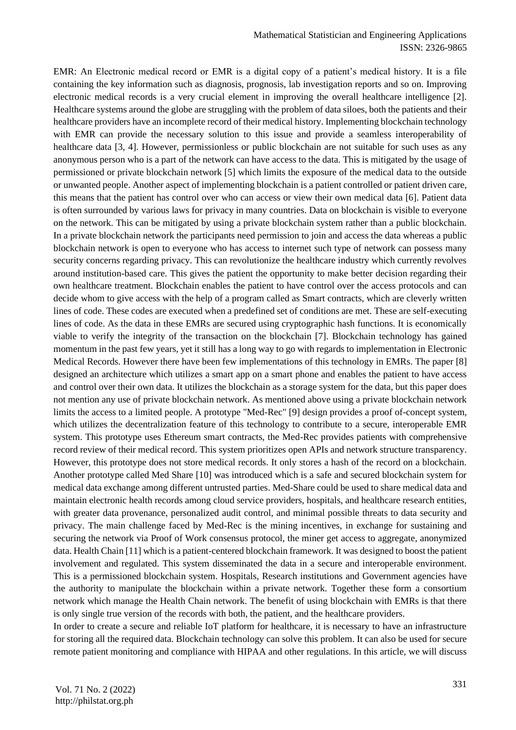EMR: An Electronic medical record or EMR is a digital copy of a patient's medical history. It is a file containing the key information such as diagnosis, prognosis, lab investigation reports and so on. Improving electronic medical records is a very crucial element in improving the overall healthcare intelligence [2]. Healthcare systems around the globe are struggling with the problem of data siloes, both the patients and their healthcare providers have an incomplete record of their medical history. Implementing blockchain technology with EMR can provide the necessary solution to this issue and provide a seamless interoperability of healthcare data [3, 4]. However, permissionless or public blockchain are not suitable for such uses as any anonymous person who is a part of the network can have access to the data. This is mitigated by the usage of permissioned or private blockchain network [5] which limits the exposure of the medical data to the outside or unwanted people. Another aspect of implementing blockchain is a patient controlled or patient driven care, this means that the patient has control over who can access or view their own medical data [6]. Patient data is often surrounded by various laws for privacy in many countries. Data on blockchain is visible to everyone on the network. This can be mitigated by using a private blockchain system rather than a public blockchain. In a private blockchain network the participants need permission to join and access the data whereas a public blockchain network is open to everyone who has access to internet such type of network can possess many security concerns regarding privacy. This can revolutionize the healthcare industry which currently revolves around institution-based care. This gives the patient the opportunity to make better decision regarding their own healthcare treatment. Blockchain enables the patient to have control over the access protocols and can decide whom to give access with the help of a program called as Smart contracts, which are cleverly written lines of code. These codes are executed when a predefined set of conditions are met. These are self-executing lines of code. As the data in these EMRs are secured using cryptographic hash functions. It is economically viable to verify the integrity of the transaction on the blockchain [7]. Blockchain technology has gained momentum in the past few years, yet it still has a long way to go with regards to implementation in Electronic Medical Records. However there have been few implementations of this technology in EMRs. The paper [8] designed an architecture which utilizes a smart app on a smart phone and enables the patient to have access and control over their own data. It utilizes the blockchain as a storage system for the data, but this paper does not mention any use of private blockchain network. As mentioned above using a private blockchain network limits the access to a limited people. A prototype "Med-Rec" [9] design provides a proof of-concept system, which utilizes the decentralization feature of this technology to contribute to a secure, interoperable EMR system. This prototype uses Ethereum smart contracts, the Med-Rec provides patients with comprehensive record review of their medical record. This system prioritizes open APIs and network structure transparency. However, this prototype does not store medical records. It only stores a hash of the record on a blockchain. Another prototype called Med Share [10] was introduced which is a safe and secured blockchain system for medical data exchange among different untrusted parties. Med-Share could be used to share medical data and maintain electronic health records among cloud service providers, hospitals, and healthcare research entities, with greater data provenance, personalized audit control, and minimal possible threats to data security and privacy. The main challenge faced by Med-Rec is the mining incentives, in exchange for sustaining and securing the network via Proof of Work consensus protocol, the miner get access to aggregate, anonymized data. Health Chain [11] which is a patient-centered blockchain framework. It was designed to boost the patient involvement and regulated. This system disseminated the data in a secure and interoperable environment. This is a permissioned blockchain system. Hospitals, Research institutions and Government agencies have the authority to manipulate the blockchain within a private network. Together these form a consortium network which manage the Health Chain network. The benefit of using blockchain with EMRs is that there is only single true version of the records with both, the patient, and the healthcare providers.

In order to create a secure and reliable IoT platform for healthcare, it is necessary to have an infrastructure for storing all the required data. Blockchain technology can solve this problem. It can also be used for secure remote patient monitoring and compliance with HIPAA and other regulations. In this article, we will discuss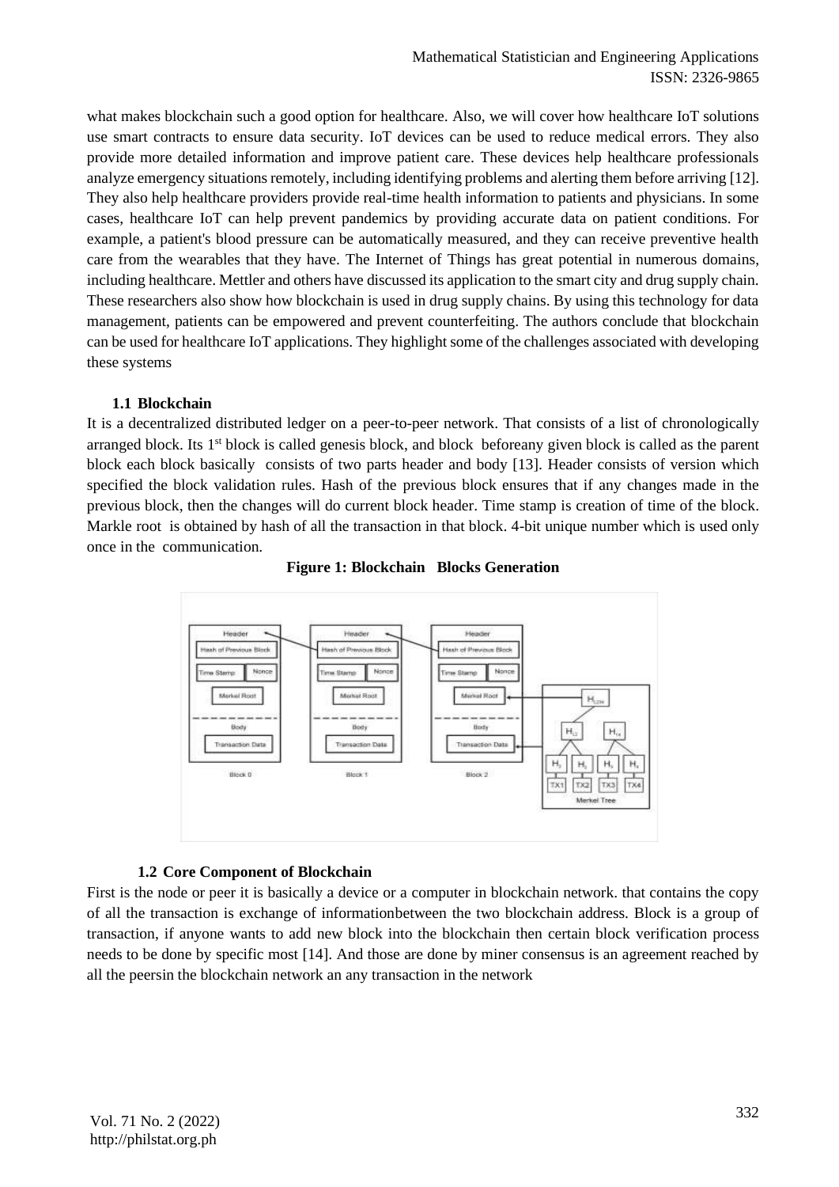what makes blockchain such a good option for healthcare. Also, we will cover how healthcare IoT solutions use smart contracts to ensure data security. IoT devices can be used to reduce medical errors. They also provide more detailed information and improve patient care. These devices help healthcare professionals analyze emergency situations remotely, including identifying problems and alerting them before arriving [12]. They also help healthcare providers provide real-time health information to patients and physicians. In some cases, healthcare IoT can help prevent pandemics by providing accurate data on patient conditions. For example, a patient's blood pressure can be automatically measured, and they can receive preventive health care from the wearables that they have. The Internet of Things has great potential in numerous domains, including healthcare. Mettler and others have discussed its application to the smart city and drug supply chain. These researchers also show how blockchain is used in drug supply chains. By using this technology for data management, patients can be empowered and prevent counterfeiting. The authors conclude that blockchain can be used for healthcare IoT applications. They highlight some of the challenges associated with developing these systems

### 1.1 Blockchain

It is a decentralized distributed ledger on a peer-to-peer network. That consists of a list of chronologically arranged block. Its 1st block is called genesis block, and block beforeany given block is called as the parent block each block basically consists of two parts header and body [13]. Header consists of version which specified the block validation rules. Hash of the previous block ensures that if any changes made in the previous block, then the changes will do current block header. Time stamp is creation of time of the block. Markle root is obtained by hash of all the transaction in that block. 4-bit unique number which is used only once in the communication.

**Figure 1: Blockchain Blocks Generation**

### 1.2 Core Component of Blockchain

First is the node or peer it is basically a device or a computer in blockchain network. that contains the copy of all the transaction is exchange of informationbetween the two blockchain address. Block is a group of transaction, if anyone wants to add new block into the blockchain then certain block verification process needs to be done by specific most [14]. And those are done by miner consensus is an agreement reached by all the peersin the blockchain network an any transaction in the network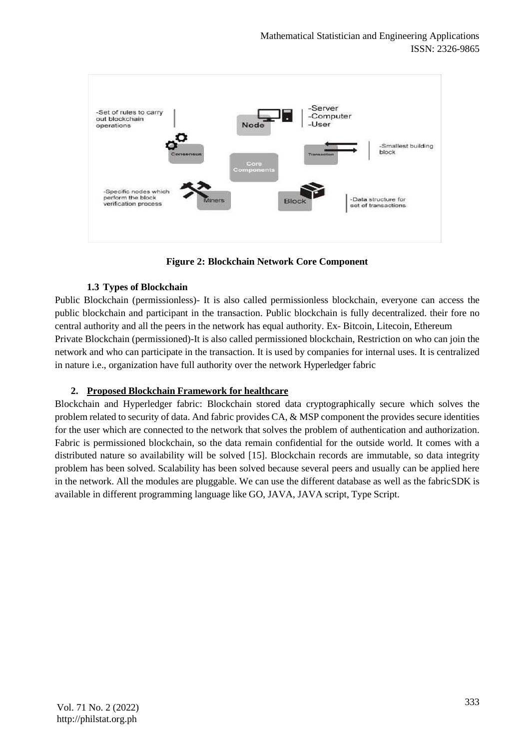**Figure 2: Blockchain Network Core Component**

### 1.3 Types of Blockchain

Public Blockchain (permissionless)- It is also called permissionless blockchain, everyone can access the public blockchain and participant in the transaction. Public blockchain is fully decentralized. their fore no central authority and all the peers in the network has equal authority. Ex- Bitcoin, Litecoin, Ethereum

Private Blockchain (permissioned)-It is also called permissioned blockchain, Restriction on who can join the network and who can participate in the transaction. It is used by companies for internal uses. It is centralized in nature i.e., organization have full authority over the network Hyperledger fabric

## 2. Proposed Blockchain Framework for healthcare

Blockchain and Hyperledger fabric: Blockchain stored data cryptographically secure which solves the problem related to security of data. And fabric provides CA, & MSP component the provides secure identities for the user which are connected to the network that solves the problem of authentication and authorization. Fabric is permissioned blockchain, so the data remain confidential for the outside world. It comes with a distributed nature so availability will be solved [15]. Blockchain records are immutable, so data integrity problem has been solved. Scalability has been solved because several peers and usually can be applied here in the network. All the modules are pluggable. We can use the different database as well as the fabricSDK is available in different programming language like GO, JAVA, JAVA script, Type Script.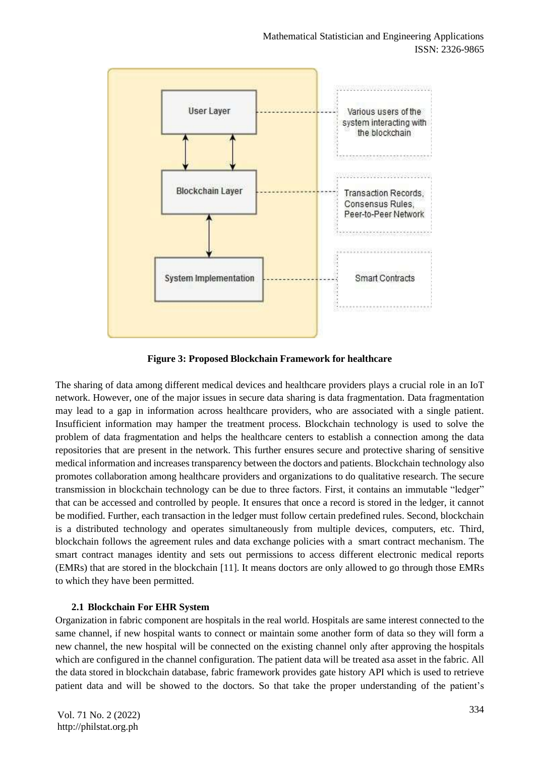Figure 3: **Proposed Blockchain Framework for healthcare**

The sharing of data among different medical devices and healthcare providers plays a crucial role in an IoT network. However, one of the major issues in secure data sharing is data fragmentation. Data fragmentation may lead to a gap in information across healthcare providers, who are associated with a single patient. Insufficient information may hamper the treatment process. Blockchain technology is used to solve the problem of data fragmentation and helps the healthcare centers to establish a connection among the data repositories that are present in the network. This further ensures secure and protective sharing of sensitive medical information and increases transparency between the doctors and patients. Blockchain technology also promotes collaboration among healthcare providers and organizations to do qualitative research. The secure transmission in blockchain technology can be due to three factors. First, it contains an immutable "ledger" that can be accessed and controlled by people. It ensures that once a record is stored in the ledger, it cannot be modified. Further, each transaction in the ledger must follow certain predefined rules. Second, blockchain is a distributed technology and operates simultaneously from multiple devices, computers, etc. Third, blockchain follows the agreement rules and data exchange policies with a smart contract mechanism. The smart contract manages identity and sets out permissions to access different electronic medical reports (EMRs) that are stored in the blockchain [11]. It means doctors are only allowed to go through those EMRs to which they have been permitted.

### 2.1 Blockchain For EHR System

Organization in fabric component are hospitals in the real world. Hospitals are same interest connected to the same channel, if new hospital wants to connect or maintain some another form of data so they will form a new channel, the new hospital will be connected on the existing channel only after approving the hospitals which are configured in the channel configuration. The patient data will be treated asa asset in the fabric. All the data stored in blockchain database, fabric framework provides gate history API which is used to retrieve patient data and will be showed to the doctors. So that take the proper understanding of the patient's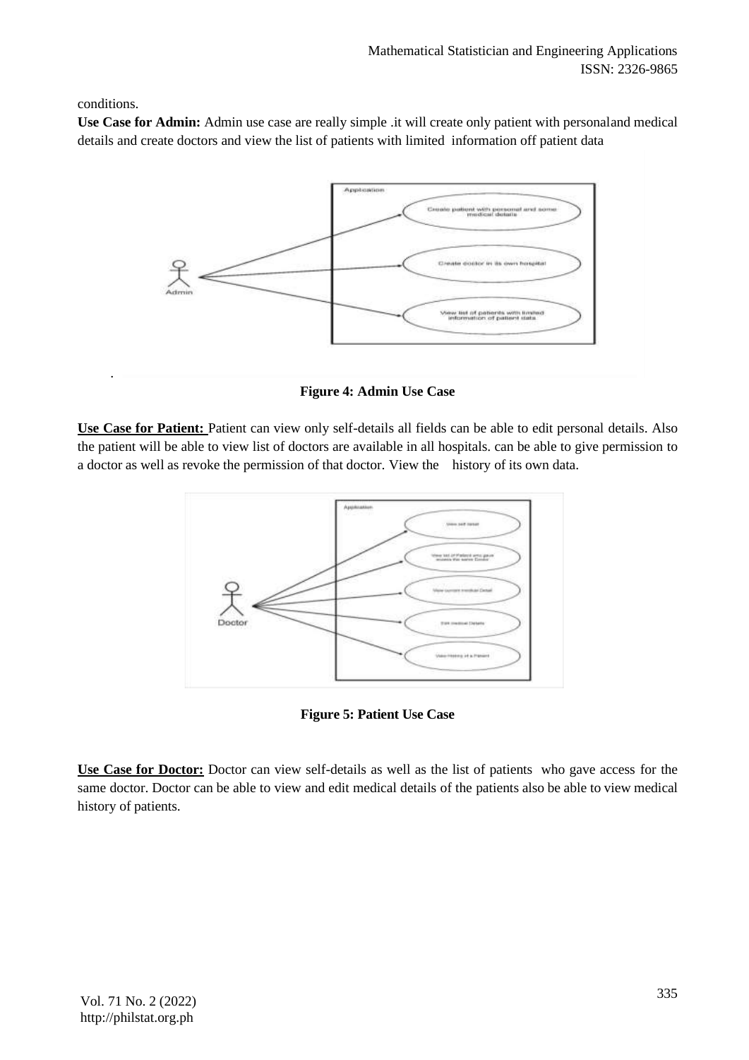conditions.

**Use Case for Admin:** Admin use case are really simple .it will create only patient with personaland medical details and create doctors and view the list of patients with limited information off patient data

.

**Figure 4: Admin Use Case**

**Use Case for Patient:** Patient can view only self-details all fields can be able to edit personal details. Also the patient will be able to view list of doctors are available in all hospitals. can be able to give permission to a doctor as well as revoke the permission of that doctor. View the history of its own data.

**Figure 5: Patient Use Case**

**Use Case for Doctor:** Doctor can view self-details as well as the list of patients who gave access for the same doctor. Doctor can be able to view and edit medical details of the patients also be able to view medical history of patients.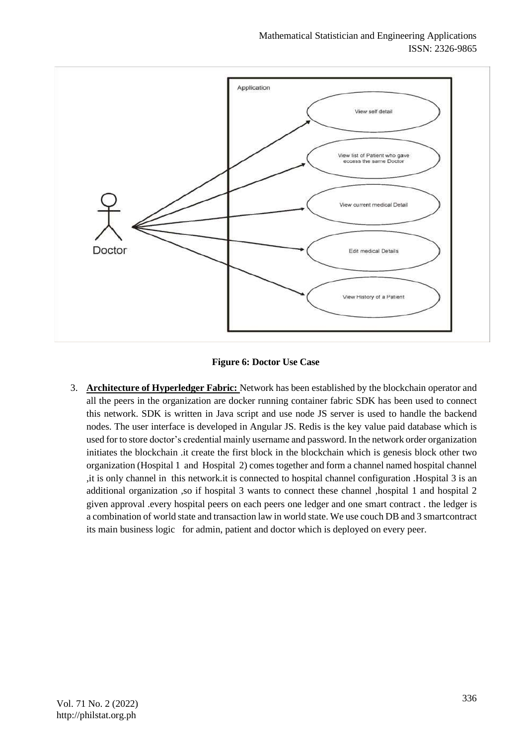**Figure 6: Doctor Use Case**

3. **Architecture of Hyperledger Fabric:** Network has been established by the blockchain operator and all the peers in the organization are docker running container fabric SDK has been used to connect this network. SDK is written in Java script and use node JS server is used to handle the backend nodes. The user interface is developed in Angular JS. Redis is the key value paid database which is used for to store doctor's credential mainly username and password. In the network order organization initiates the blockchain .it create the first block in the blockchain which is genesis block other two organization (Hospital 1 and Hospital 2) comes together and form a channel named hospital channel ,it is only channel in this network.it is connected to hospital channel configuration .Hospital 3 is an additional organization ,so if hospital 3 wants to connect these channel ,hospital 1 and hospital 2 given approval .every hospital peers on each peers one ledger and one smart contract . the ledger is a combination of world state and transaction law in world state. We use couch DB and 3 smartcontract its main business logic for admin, patient and doctor which is deployed on every peer.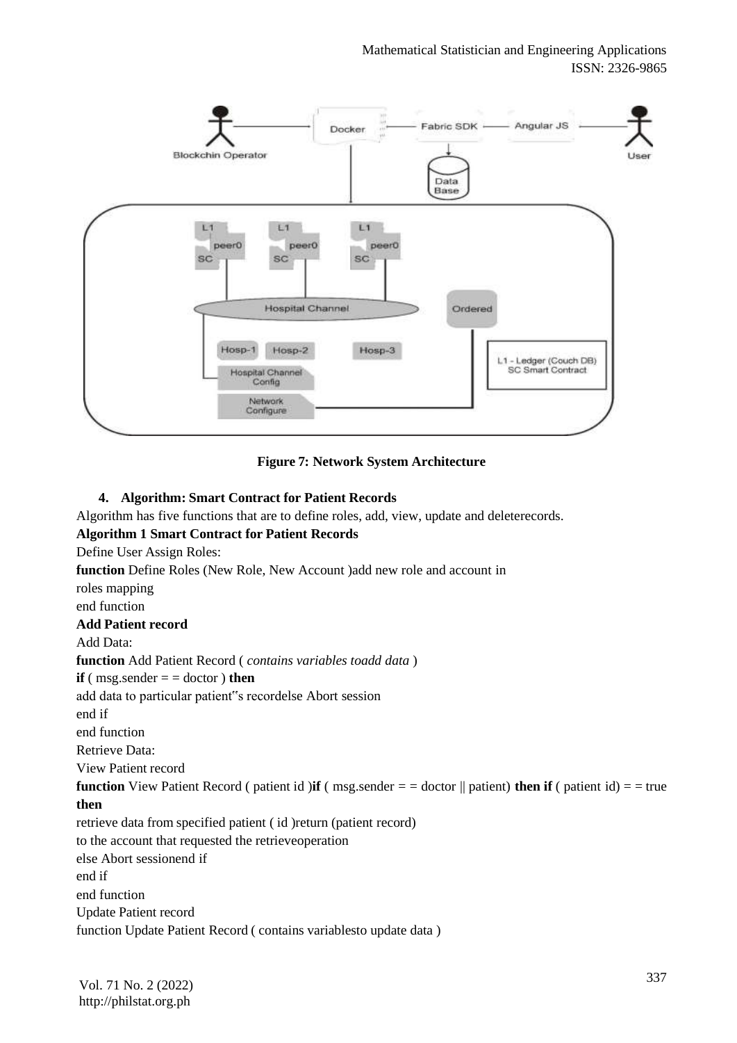**Figure 7: Network System Architecture**

### 4. Algorithm: Smart Contract for Patient Records

Algorithm has five functions that are to define roles, add, view, update and deleterecords.

**Algorithm 1 Smart Contract for Patient Records**

Define User Assign Roles:

**function** Define Roles (New Role, New Account )add new role and account in

roles mapping

end function

**Add Patient record**

Add Data:

**function** Add Patient Record ( *contains variables toadd data* )

**if** ( msg.sender = = doctor ) **then**

add data to particular patient"s recordelse Abort session

end if

end function

Retrieve Data:

View Patient record

**function** View Patient Record ( patient id )**if** ( msg.sender = = doctor || patient) **then if** ( patient id) = = true **then**

retrieve data from specified patient ( id )return (patient record)

to the account that requested the retrieveoperation

else Abort sessionend if

end if

end function

Update Patient record

function Update Patient Record ( contains variablesto update data )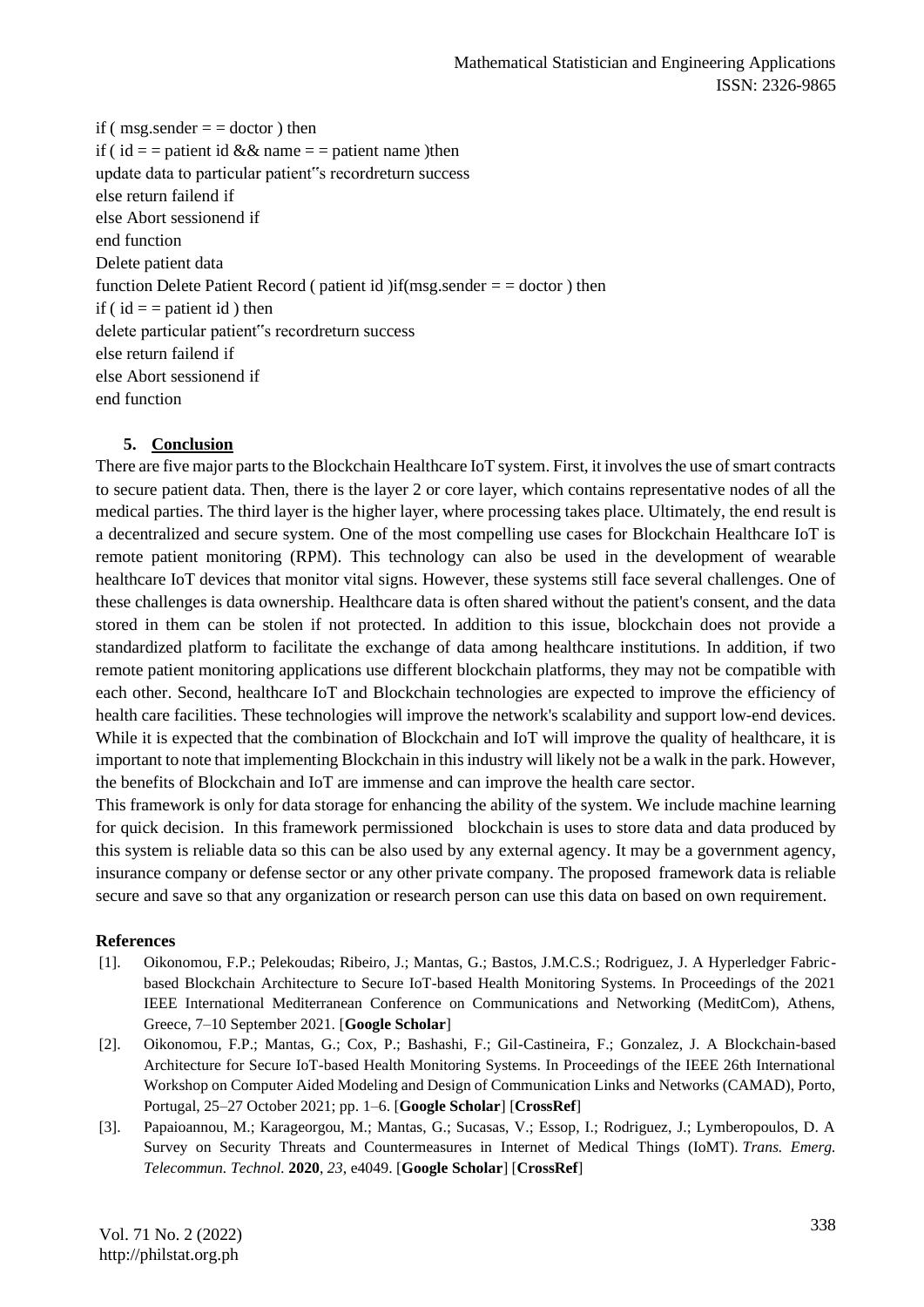if ( msg.sender = = doctor ) then
if ( id = = patient id && name = = patient name )then
update data to particular patient"s recordreturn success
else return failend if
else Abort sessionend if
end function
Delete patient data
function Delete Patient Record ( patient id )if(msg.sender = = doctor ) then
if ( id = = patient id ) then
delete particular patient"s recordreturn success
else return failend if
else Abort sessionend if
end function

## 5. Conclusion

There are five major parts to the Blockchain Healthcare IoT system. First, it involves the use of smart contracts to secure patient data. Then, there is the layer 2 or core layer, which contains representative nodes of all the medical parties. The third layer is the higher layer, where processing takes place. Ultimately, the end result is a decentralized and secure system. One of the most compelling use cases for Blockchain Healthcare IoT is remote patient monitoring (RPM). This technology can also be used in the development of wearable healthcare IoT devices that monitor vital signs. However, these systems still face several challenges. One of these challenges is data ownership. Healthcare data is often shared without the patient's consent, and the data stored in them can be stolen if not protected. In addition to this issue, blockchain does not provide a standardized platform to facilitate the exchange of data among healthcare institutions. In addition, if two remote patient monitoring applications use different blockchain platforms, they may not be compatible with each other. Second, healthcare IoT and Blockchain technologies are expected to improve the efficiency of health care facilities. These technologies will improve the network's scalability and support low-end devices. While it is expected that the combination of Blockchain and IoT will improve the quality of healthcare, it is important to note that implementing Blockchain in this industry will likely not be a walk in the park. However, the benefits of Blockchain and IoT are immense and can improve the health care sector.

This framework is only for data storage for enhancing the ability of the system. We include machine learning for quick decision. In this framework permissioned blockchain is uses to store data and data produced by this system is reliable data so this can be also used by any external agency. It may be a government agency, insurance company or defense sector or any other private company. The proposed framework data is reliable secure and save so that any organization or research person can use this data on based on own requirement.

## References

[1]. Oikonomou, F.P.; Pelekoudas; Ribeiro, J.; Mantas, G.; Bastos, J.M.C.S.; Rodriguez, J. A Hyperledger Fabric-based Blockchain Architecture to Secure IoT-based Health Monitoring Systems. In Proceedings of the 2021 IEEE International Mediterranean Conference on Communications and Networking (MeditCom), Athens, Greece, 7–10 September 2021. [**Google Scholar**]

[2]. Oikonomou, F.P.; Mantas, G.; Cox, P.; Bashashi, F.; Gil-Castineira, F.; Gonzalez, J. A Blockchain-based Architecture for Secure IoT-based Health Monitoring Systems. In Proceedings of the IEEE 26th International Workshop on Computer Aided Modeling and Design of Communication Links and Networks (CAMAD), Porto, Portugal, 25–27 October 2021; pp. 1–6. [**Google Scholar**] [**CrossRef**]

[3]. Papaioannou, M.; Karageorgou, M.; Mantas, G.; Sucasas, V.; Essop, I.; Rodriguez, J.; Lymberopoulos, D. A Survey on Security Threats and Countermeasures in Internet of Medical Things (IoMT). *Trans. Emerg. Telecommun. Technol.* **2020**, *23*, e4049. [**Google Scholar**] [**CrossRef**]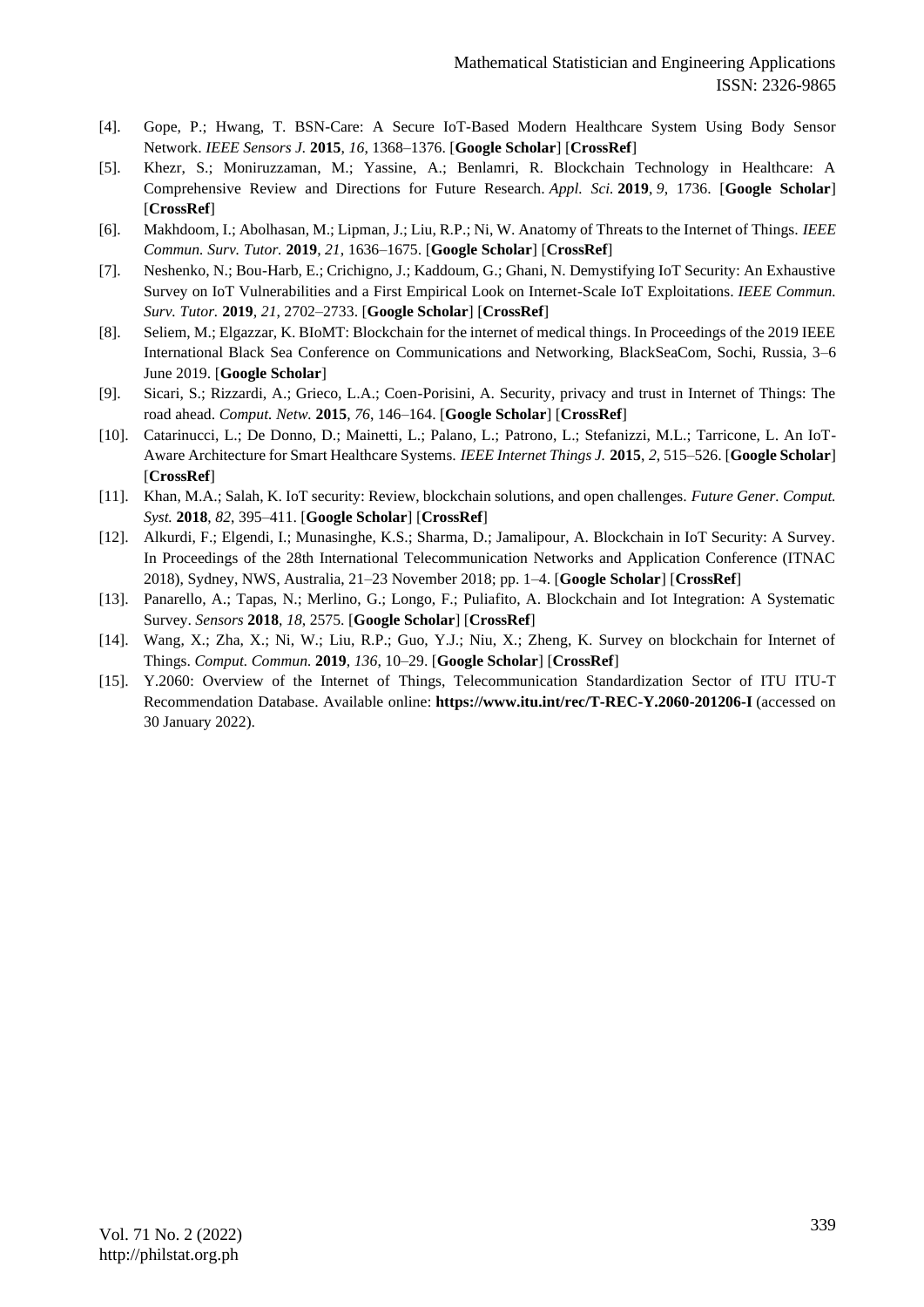[4]. Gope, P.; Hwang, T. BSN-Care: A Secure IoT-Based Modern Healthcare System Using Body Sensor Network. *IEEE Sensors J.* **2015**, *16*, 1368–1376. [**Google Scholar**] [**CrossRef**]

[5]. Khezr, S.; Moniruzzaman, M.; Yassine, A.; Benlamri, R. Blockchain Technology in Healthcare: A Comprehensive Review and Directions for Future Research. *Appl. Sci.* **2019**, *9*, 1736. [**Google Scholar**] [**CrossRef**]

[6]. Makhdoom, I.; Abolhasan, M.; Lipman, J.; Liu, R.P.; Ni, W. Anatomy of Threats to the Internet of Things. *IEEE Commun. Surv. Tutor.* **2019**, *21*, 1636–1675. [**Google Scholar**] [**CrossRef**]

[7]. Neshenko, N.; Bou-Harb, E.; Crichigno, J.; Kaddoum, G.; Ghani, N. Demystifying IoT Security: An Exhaustive Survey on IoT Vulnerabilities and a First Empirical Look on Internet-Scale IoT Exploitations. *IEEE Commun. Surv. Tutor.* **2019**, *21*, 2702–2733. [**Google Scholar**] [**CrossRef**]

[8]. Seliem, M.; Elgazzar, K. BIoMT: Blockchain for the internet of medical things. In Proceedings of the 2019 IEEE International Black Sea Conference on Communications and Networking, BlackSeaCom, Sochi, Russia, 3–6 June 2019. [**Google Scholar**]

[9]. Sicari, S.; Rizzardi, A.; Grieco, L.A.; Coen-Porisini, A. Security, privacy and trust in Internet of Things: The road ahead. *Comput. Netw.* **2015**, *76*, 146–164. [**Google Scholar**] [**CrossRef**]

[10]. Catarinucci, L.; De Donno, D.; Mainetti, L.; Palano, L.; Patrono, L.; Stefanizzi, M.L.; Tarricone, L. An IoT-Aware Architecture for Smart Healthcare Systems. *IEEE Internet Things J.* **2015**, *2*, 515–526. [**Google Scholar**] [**CrossRef**]

[11]. Khan, M.A.; Salah, K. IoT security: Review, blockchain solutions, and open challenges. *Future Gener. Comput. Syst.* **2018**, *82*, 395–411. [**Google Scholar**] [**CrossRef**]

[12]. Alkurdi, F.; Elgendi, I.; Munasinghe, K.S.; Sharma, D.; Jamalipour, A. Blockchain in IoT Security: A Survey. In Proceedings of the 28th International Telecommunication Networks and Application Conference (ITNAC 2018), Sydney, NWS, Australia, 21–23 November 2018; pp. 1–4. [**Google Scholar**] [**CrossRef**]

[13]. Panarello, A.; Tapas, N.; Merlino, G.; Longo, F.; Puliafito, A. Blockchain and Iot Integration: A Systematic Survey. *Sensors* **2018**, *18*, 2575. [**Google Scholar**] [**CrossRef**]

[14]. Wang, X.; Zha, X.; Ni, W.; Liu, R.P.; Guo, Y.J.; Niu, X.; Zheng, K. Survey on blockchain for Internet of Things. *Comput. Commun.* **2019**, *136*, 10–29. [**Google Scholar**] [**CrossRef**]

[15]. Y.2060: Overview of the Internet of Things, Telecommunication Standardization Sector of ITU ITU-T Recommendation Database. Available online: **https://www.itu.int/rec/T-REC-Y.2060-201206-I** (accessed on 30 January 2022).